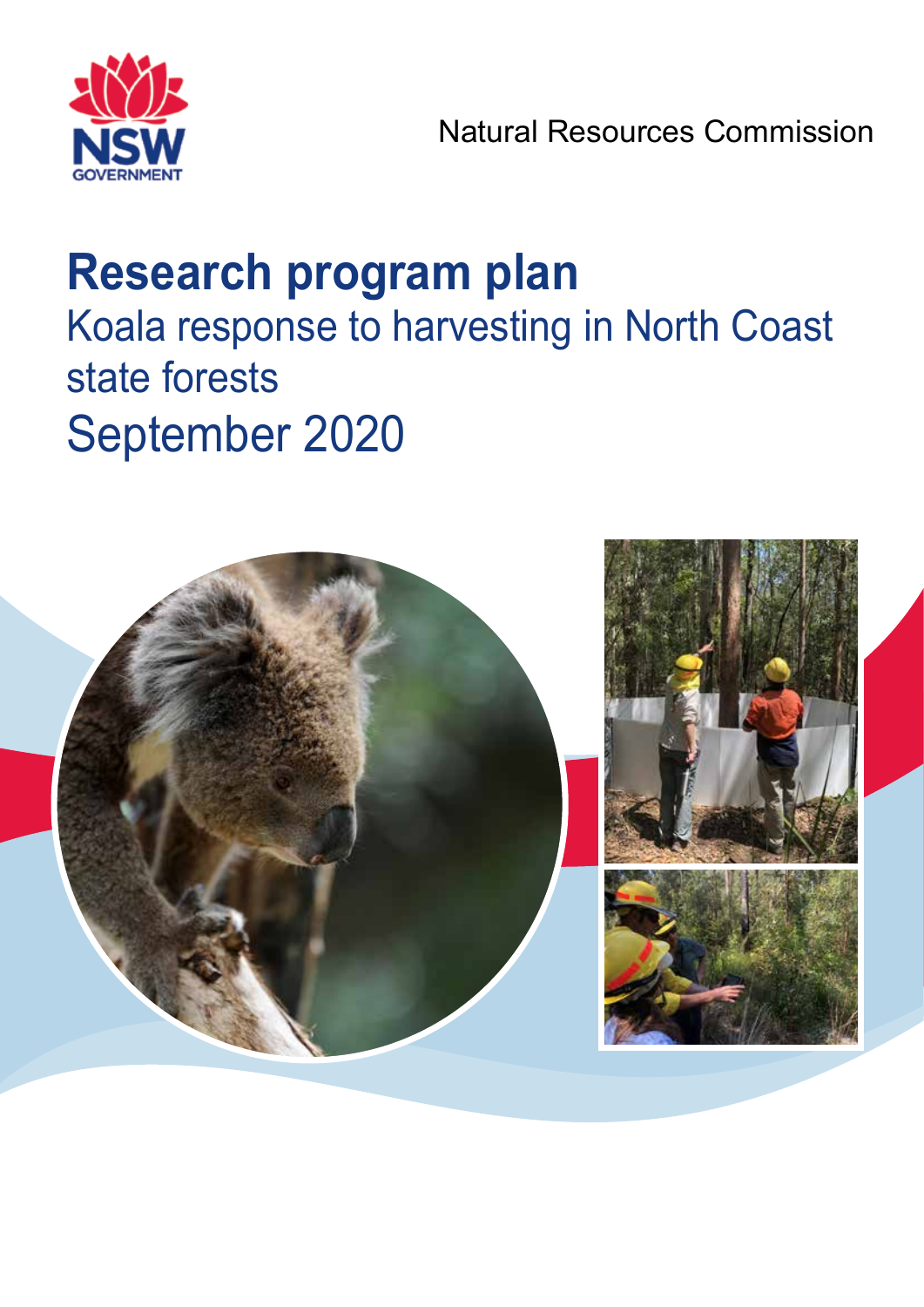NSW GOVERNMENT

Natural Resources Commission

# Research program plan

## Koala response to harvesting in North Coast state forests

## September 2020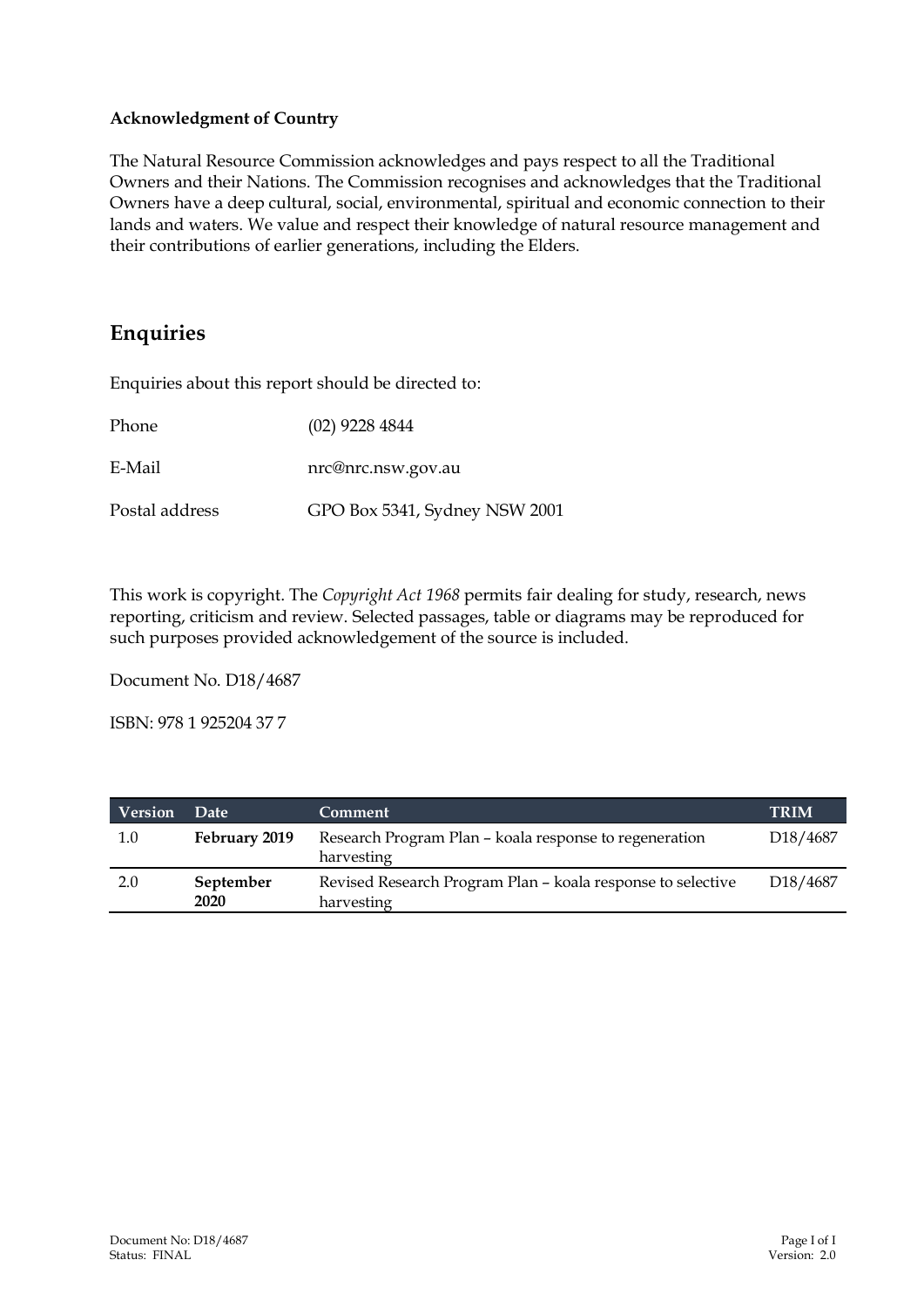**Acknowledgment of Country**

The Natural Resource Commission acknowledges and pays respect to all the Traditional Owners and their Nations. The Commission recognises and acknowledges that the Traditional Owners have a deep cultural, social, environmental, spiritual and economic connection to their lands and waters. We value and respect their knowledge of natural resource management and their contributions of earlier generations, including the Elders.

## Enquiries

Enquiries about this report should be directed to:

| | |
|---|---|
| Phone | (02) 9228 4844 |
| E-Mail | nrc@nrc.nsw.gov.au |
| Postal address | GPO Box 5341, Sydney NSW 2001 |

This work is copyright. The *Copyright Act 1968* permits fair dealing for study, research, news reporting, criticism and review. Selected passages, table or diagrams may be reproduced for such purposes provided acknowledgement of the source is included.

Document No. D18/4687

ISBN: 978 1 925204 37 7

| Version | Date | Comment | TRIM |
|---|---|---|---|
| 1.0 | **February 2019** | Research Program Plan – koala response to regeneration harvesting | D18/4687 |
| 2.0 | **September 2020** | Revised Research Program Plan – koala response to selective harvesting | D18/4687 |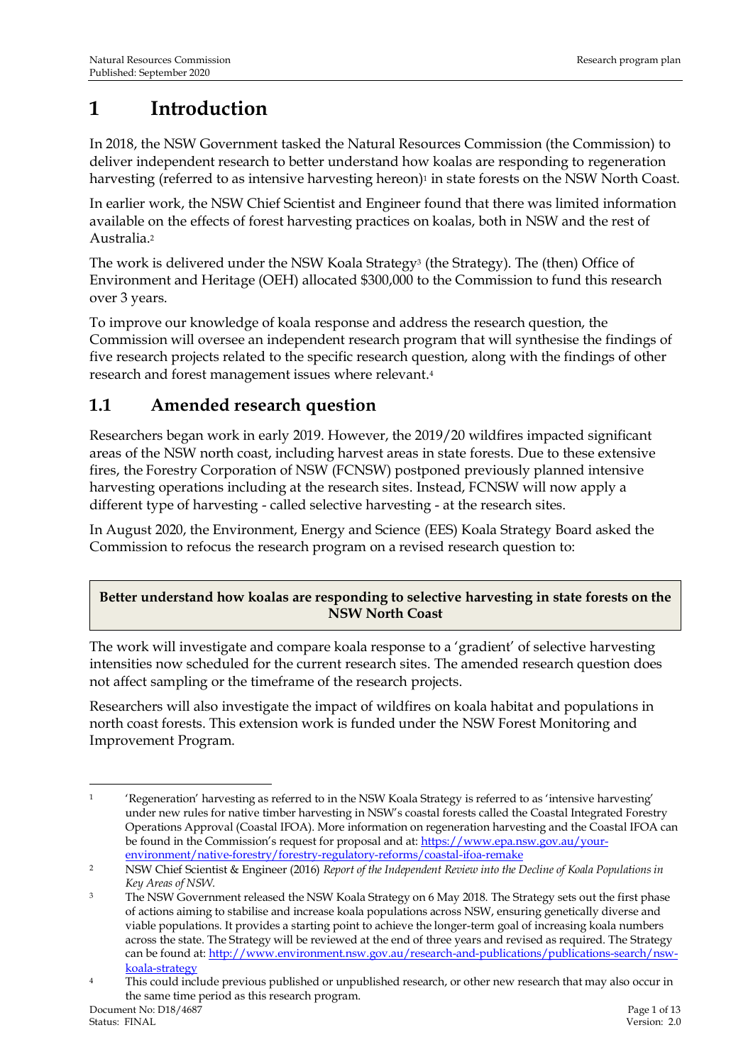# 1 Introduction

In 2018, the NSW Government tasked the Natural Resources Commission (the Commission) to deliver independent research to better understand how koalas are responding to regeneration harvesting (referred to as intensive harvesting hereon)[1] in state forests on the NSW North Coast.

In earlier work, the NSW Chief Scientist and Engineer found that there was limited information available on the effects of forest harvesting practices on koalas, both in NSW and the rest of Australia.[2]

The work is delivered under the NSW Koala Strategy[3] (the Strategy). The (then) Office of Environment and Heritage (OEH) allocated $300,000 to the Commission to fund this research over 3 years.

To improve our knowledge of koala response and address the research question, the Commission will oversee an independent research program that will synthesise the findings of five research projects related to the specific research question, along with the findings of other research and forest management issues where relevant.[4]

## 1.1 Amended research question

Researchers began work in early 2019. However, the 2019/20 wildfires impacted significant areas of the NSW north coast, including harvest areas in state forests. Due to these extensive fires, the Forestry Corporation of NSW (FCNSW) postponed previously planned intensive harvesting operations including at the research sites. Instead, FCNSW will now apply a different type of harvesting - called selective harvesting - at the research sites.

In August 2020, the Environment, Energy and Science (EES) Koala Strategy Board asked the Commission to refocus the research program on a revised research question to:

> **Better understand how koalas are responding to selective harvesting in state forests on the NSW North Coast**

The work will investigate and compare koala response to a 'gradient' of selective harvesting intensities now scheduled for the current research sites. The amended research question does not affect sampling or the timeframe of the research projects.

Researchers will also investigate the impact of wildfires on koala habitat and populations in north coast forests. This extension work is funded under the NSW Forest Monitoring and Improvement Program.

---

[1] 'Regeneration' harvesting as referred to in the NSW Koala Strategy is referred to as 'intensive harvesting' under new rules for native timber harvesting in NSW's coastal forests called the Coastal Integrated Forestry Operations Approval (Coastal IFOA). More information on regeneration harvesting and the Coastal IFOA can be found in the Commission's request for proposal and at: https://www.epa.nsw.gov.au/your-environment/native-forestry/forestry-regulatory-reforms/coastal-ifoa-remake

[2] NSW Chief Scientist & Engineer (2016) *Report of the Independent Review into the Decline of Koala Populations in Key Areas of NSW.*

[3] The NSW Government released the NSW Koala Strategy on 6 May 2018. The Strategy sets out the first phase of actions aiming to stabilise and increase koala populations across NSW, ensuring genetically diverse and viable populations. It provides a starting point to achieve the longer-term goal of increasing koala numbers across the state. The Strategy will be reviewed at the end of three years and revised as required. The Strategy can be found at: http://www.environment.nsw.gov.au/research-and-publications/publications-search/nsw-koala-strategy

[4] This could include previous published or unpublished research, or other new research that may also occur in the same time period as this research program.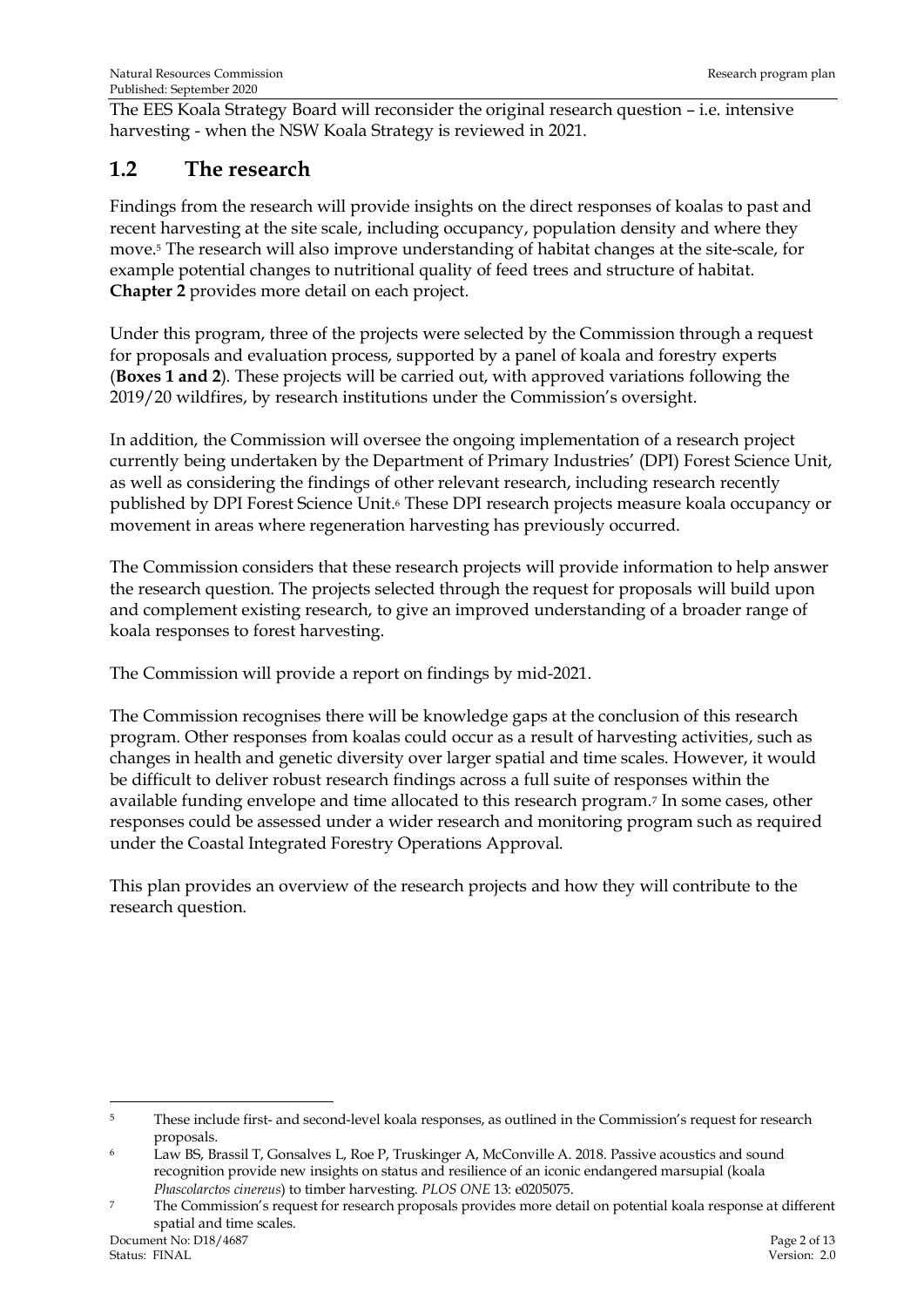The EES Koala Strategy Board will reconsider the original research question – i.e. intensive harvesting - when the NSW Koala Strategy is reviewed in 2021.

## 1.2 The research

Findings from the research will provide insights on the direct responses of koalas to past and recent harvesting at the site scale, including occupancy, population density and where they move.[5] The research will also improve understanding of habitat changes at the site-scale, for example potential changes to nutritional quality of feed trees and structure of habitat. **Chapter 2** provides more detail on each project.

Under this program, three of the projects were selected by the Commission through a request for proposals and evaluation process, supported by a panel of koala and forestry experts (**Boxes 1 and 2**). These projects will be carried out, with approved variations following the 2019/20 wildfires, by research institutions under the Commission's oversight.

In addition, the Commission will oversee the ongoing implementation of a research project currently being undertaken by the Department of Primary Industries' (DPI) Forest Science Unit, as well as considering the findings of other relevant research, including research recently published by DPI Forest Science Unit.[6] These DPI research projects measure koala occupancy or movement in areas where regeneration harvesting has previously occurred.

The Commission considers that these research projects will provide information to help answer the research question. The projects selected through the request for proposals will build upon and complement existing research, to give an improved understanding of a broader range of koala responses to forest harvesting.

The Commission will provide a report on findings by mid-2021.

The Commission recognises there will be knowledge gaps at the conclusion of this research program. Other responses from koalas could occur as a result of harvesting activities, such as changes in health and genetic diversity over larger spatial and time scales. However, it would be difficult to deliver robust research findings across a full suite of responses within the available funding envelope and time allocated to this research program.[7] In some cases, other responses could be assessed under a wider research and monitoring program such as required under the Coastal Integrated Forestry Operations Approval.

This plan provides an overview of the research projects and how they will contribute to the research question.

---

[5] These include first- and second-level koala responses, as outlined in the Commission's request for research proposals.

[6] Law BS, Brassil T, Gonsalves L, Roe P, Truskinger A, McConville A. 2018. Passive acoustics and sound recognition provide new insights on status and resilience of an iconic endangered marsupial (koala *Phascolarctos cinereus*) to timber harvesting. *PLOS ONE* 13: e0205075.

[7] The Commission's request for research proposals provides more detail on potential koala response at different spatial and time scales.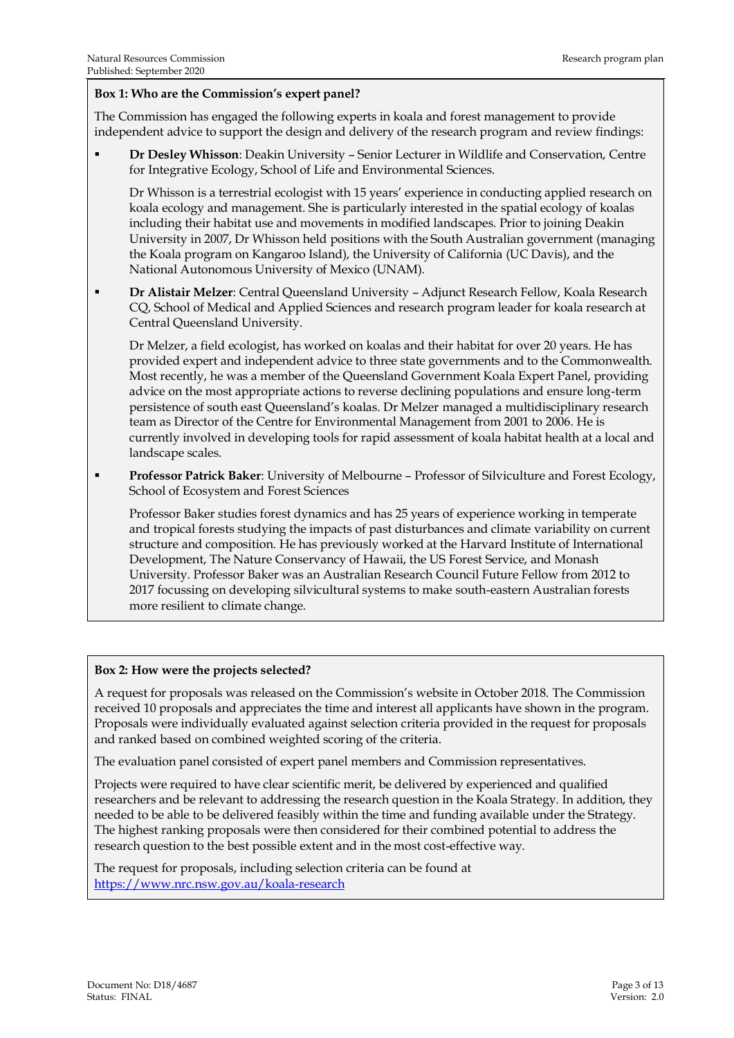### Box 1: Who are the Commission's expert panel?

The Commission has engaged the following experts in koala and forest management to provide independent advice to support the design and delivery of the research program and review findings:

- **Dr Desley Whisson**: Deakin University – Senior Lecturer in Wildlife and Conservation, Centre for Integrative Ecology, School of Life and Environmental Sciences.

  Dr Whisson is a terrestrial ecologist with 15 years' experience in conducting applied research on koala ecology and management. She is particularly interested in the spatial ecology of koalas including their habitat use and movements in modified landscapes. Prior to joining Deakin University in 2007, Dr Whisson held positions with the South Australian government (managing the Koala program on Kangaroo Island), the University of California (UC Davis), and the National Autonomous University of Mexico (UNAM).

- **Dr Alistair Melzer**: Central Queensland University – Adjunct Research Fellow, Koala Research CQ, School of Medical and Applied Sciences and research program leader for koala research at Central Queensland University.

  Dr Melzer, a field ecologist, has worked on koalas and their habitat for over 20 years. He has provided expert and independent advice to three state governments and to the Commonwealth. Most recently, he was a member of the Queensland Government Koala Expert Panel, providing advice on the most appropriate actions to reverse declining populations and ensure long-term persistence of south east Queensland's koalas. Dr Melzer managed a multidisciplinary research team as Director of the Centre for Environmental Management from 2001 to 2006. He is currently involved in developing tools for rapid assessment of koala habitat health at a local and landscape scales.

- **Professor Patrick Baker**: University of Melbourne – Professor of Silviculture and Forest Ecology, School of Ecosystem and Forest Sciences

  Professor Baker studies forest dynamics and has 25 years of experience working in temperate and tropical forests studying the impacts of past disturbances and climate variability on current structure and composition. He has previously worked at the Harvard Institute of International Development, The Nature Conservancy of Hawaii, the US Forest Service, and Monash University. Professor Baker was an Australian Research Council Future Fellow from 2012 to 2017 focussing on developing silvicultural systems to make south-eastern Australian forests more resilient to climate change.

### Box 2: How were the projects selected?

A request for proposals was released on the Commission's website in October 2018. The Commission received 10 proposals and appreciates the time and interest all applicants have shown in the program. Proposals were individually evaluated against selection criteria provided in the request for proposals and ranked based on combined weighted scoring of the criteria.

The evaluation panel consisted of expert panel members and Commission representatives.

Projects were required to have clear scientific merit, be delivered by experienced and qualified researchers and be relevant to addressing the research question in the Koala Strategy. In addition, they needed to be able to be delivered feasibly within the time and funding available under the Strategy. The highest ranking proposals were then considered for their combined potential to address the research question to the best possible extent and in the most cost-effective way.

The request for proposals, including selection criteria can be found at https://www.nrc.nsw.gov.au/koala-research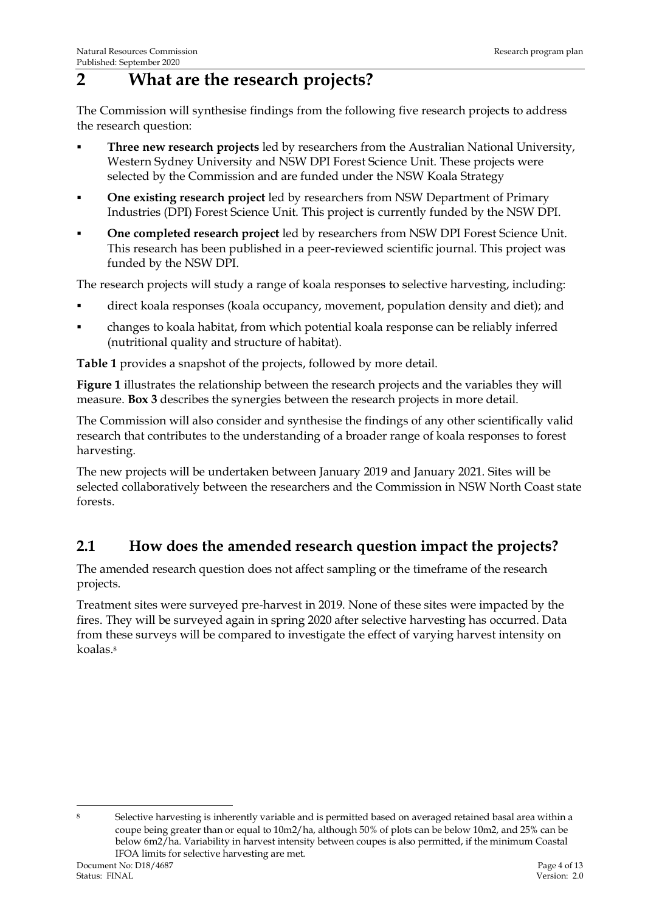# 2 What are the research projects?

The Commission will synthesise findings from the following five research projects to address the research question:

- **Three new research projects** led by researchers from the Australian National University, Western Sydney University and NSW DPI Forest Science Unit. These projects were selected by the Commission and are funded under the NSW Koala Strategy
- **One existing research project** led by researchers from NSW Department of Primary Industries (DPI) Forest Science Unit. This project is currently funded by the NSW DPI.
- **One completed research project** led by researchers from NSW DPI Forest Science Unit. This research has been published in a peer-reviewed scientific journal. This project was funded by the NSW DPI.

The research projects will study a range of koala responses to selective harvesting, including:

- direct koala responses (koala occupancy, movement, population density and diet); and
- changes to koala habitat, from which potential koala response can be reliably inferred (nutritional quality and structure of habitat).

**Table 1** provides a snapshot of the projects, followed by more detail.

**Figure 1** illustrates the relationship between the research projects and the variables they will measure. **Box 3** describes the synergies between the research projects in more detail.

The Commission will also consider and synthesise the findings of any other scientifically valid research that contributes to the understanding of a broader range of koala responses to forest harvesting.

The new projects will be undertaken between January 2019 and January 2021. Sites will be selected collaboratively between the researchers and the Commission in NSW North Coast state forests.

## 2.1 How does the amended research question impact the projects?

The amended research question does not affect sampling or the timeframe of the research projects.

Treatment sites were surveyed pre-harvest in 2019. None of these sites were impacted by the fires. They will be surveyed again in spring 2020 after selective harvesting has occurred. Data from these surveys will be compared to investigate the effect of varying harvest intensity on koalas.[8]

---

[8] Selective harvesting is inherently variable and is permitted based on averaged retained basal area within a coupe being greater than or equal to 10m2/ha, although 50% of plots can be below 10m2, and 25% can be below 6m2/ha. Variability in harvest intensity between coupes is also permitted, if the minimum Coastal IFOA limits for selective harvesting are met.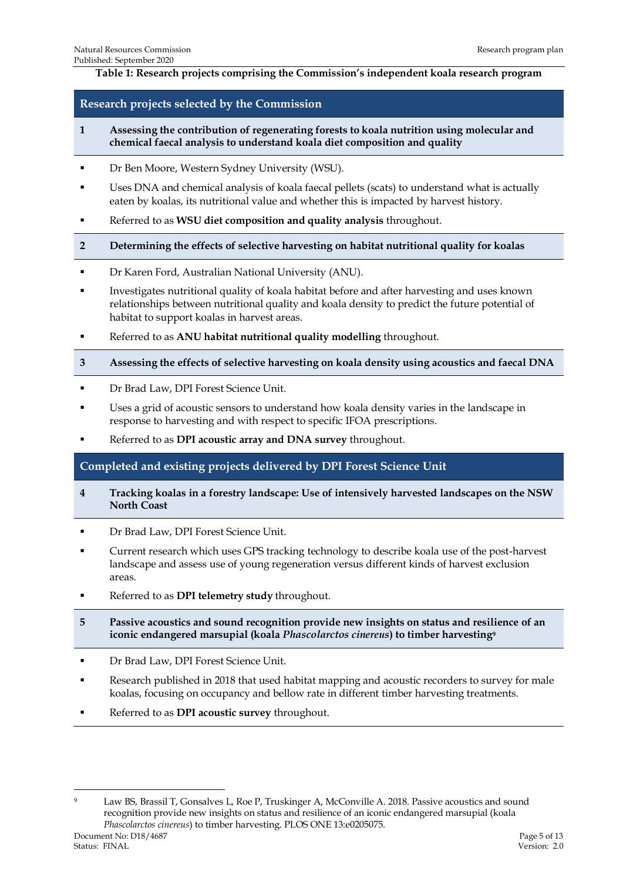**Table 1: Research projects comprising the Commission's independent koala research program**

## Research projects selected by the Commission

**1 Assessing the contribution of regenerating forests to koala nutrition using molecular and chemical faecal analysis to understand koala diet composition and quality**

- Dr Ben Moore, Western Sydney University (WSU).
- Uses DNA and chemical analysis of koala faecal pellets (scats) to understand what is actually eaten by koalas, its nutritional value and whether this is impacted by harvest history.
- Referred to as **WSU diet composition and quality analysis** throughout.

**2 Determining the effects of selective harvesting on habitat nutritional quality for koalas**

- Dr Karen Ford, Australian National University (ANU).
- Investigates nutritional quality of koala habitat before and after harvesting and uses known relationships between nutritional quality and koala density to predict the future potential of habitat to support koalas in harvest areas.
- Referred to as **ANU habitat nutritional quality modelling** throughout.

**3 Assessing the effects of selective harvesting on koala density using acoustics and faecal DNA**

- Dr Brad Law, DPI Forest Science Unit.
- Uses a grid of acoustic sensors to understand how koala density varies in the landscape in response to harvesting and with respect to specific IFOA prescriptions.
- Referred to as **DPI acoustic array and DNA survey** throughout.

## Completed and existing projects delivered by DPI Forest Science Unit

**4 Tracking koalas in a forestry landscape: Use of intensively harvested landscapes on the NSW North Coast**

- Dr Brad Law, DPI Forest Science Unit.
- Current research which uses GPS tracking technology to describe koala use of the post-harvest landscape and assess use of young regeneration versus different kinds of harvest exclusion areas.
- Referred to as **DPI telemetry study** throughout.

**5 Passive acoustics and sound recognition provide new insights on status and resilience of an iconic endangered marsupial (koala *Phascolarctos cinereus*) to timber harvesting[9]**

- Dr Brad Law, DPI Forest Science Unit.
- Research published in 2018 that used habitat mapping and acoustic recorders to survey for male koalas, focusing on occupancy and bellow rate in different timber harvesting treatments.
- Referred to as **DPI acoustic survey** throughout.

---

[9] Law BS, Brassil T, Gonsalves L, Roe P, Truskinger A, McConville A. 2018. Passive acoustics and sound recognition provide new insights on status and resilience of an iconic endangered marsupial (koala *Phascolarctos cinereus*) to timber harvesting. PLOS ONE 13:e0205075.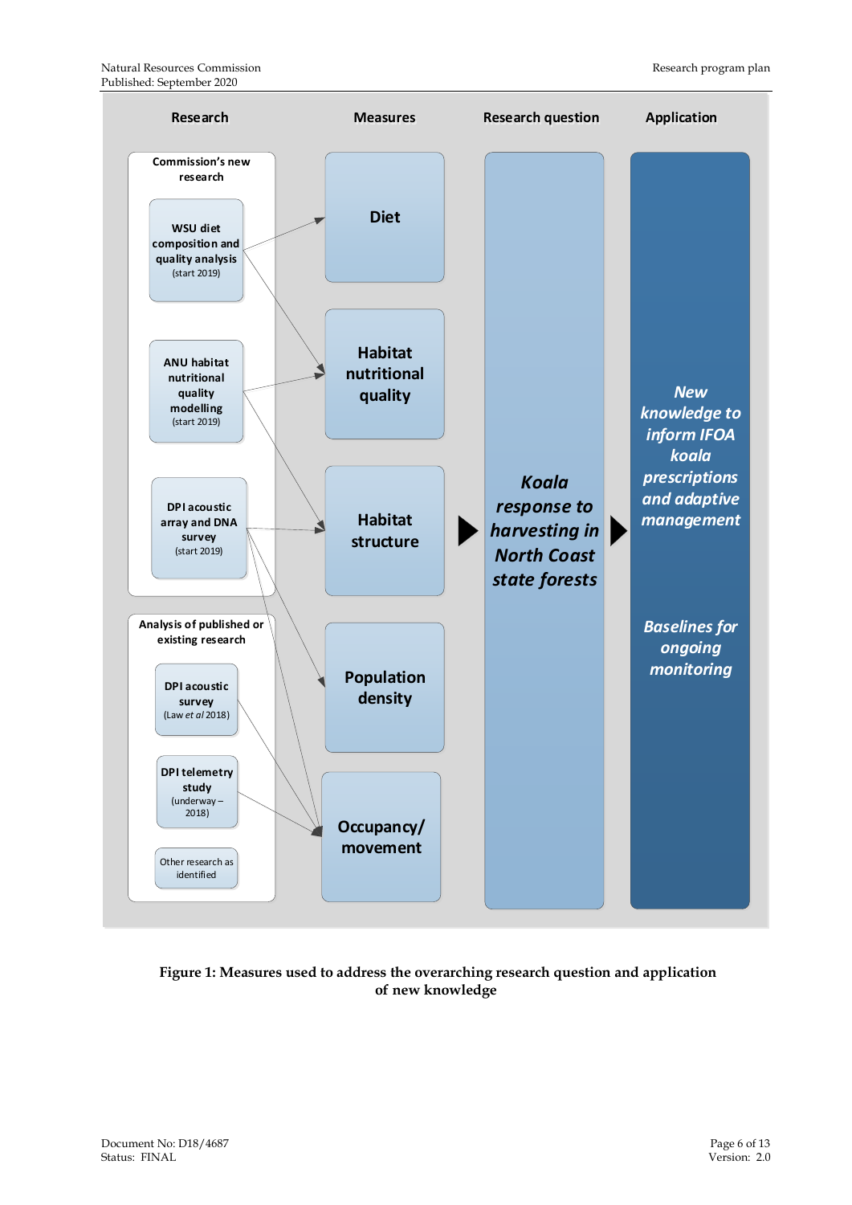| Research | Measures | Research question | Application |
| --- | --- | --- | --- |
| **Commission's new research** | | | |
| WSU diet composition and quality analysis (start 2019) | Diet | | |
| ANU habitat nutritional quality modelling (start 2019) | Habitat nutritional quality | | |
| DPI acoustic array and DNA survey (start 2019) | Habitat structure | *Koala response to harvesting in North Coast state forests* | *New knowledge to inform IFOA koala prescriptions and adaptive management* |
| **Analysis of published or existing research** | | | *Baselines for ongoing monitoring* |
| DPI acoustic survey (Law *et al* 2018) | Population density | | |
| DPI telemetry study (underway – 2018) | Occupancy/ movement | | |
| Other research as identified | | | |

**Figure 1: Measures used to address the overarching research question and application of new knowledge**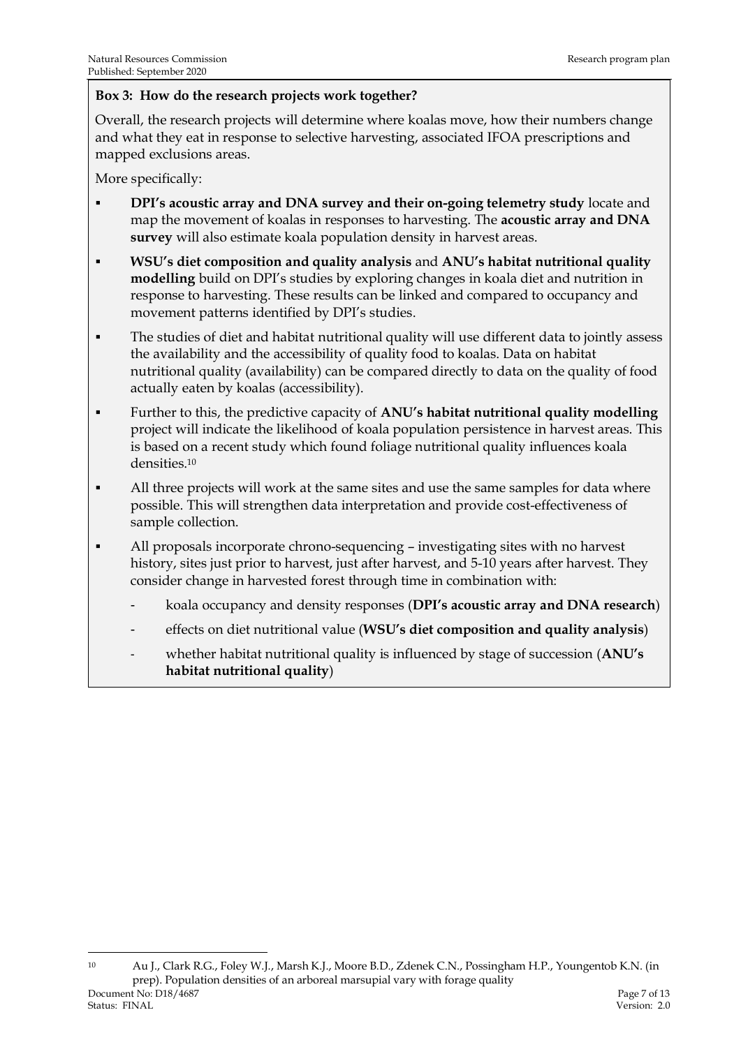**Box 3: How do the research projects work together?**

Overall, the research projects will determine where koalas move, how their numbers change and what they eat in response to selective harvesting, associated IFOA prescriptions and mapped exclusions areas.

More specifically:

- **DPI's acoustic array and DNA survey and their on-going telemetry study** locate and map the movement of koalas in responses to harvesting. The **acoustic array and DNA survey** will also estimate koala population density in harvest areas.
- **WSU's diet composition and quality analysis** and **ANU's habitat nutritional quality modelling** build on DPI's studies by exploring changes in koala diet and nutrition in response to harvesting. These results can be linked and compared to occupancy and movement patterns identified by DPI's studies.
- The studies of diet and habitat nutritional quality will use different data to jointly assess the availability and the accessibility of quality food to koalas. Data on habitat nutritional quality (availability) can be compared directly to data on the quality of food actually eaten by koalas (accessibility).
- Further to this, the predictive capacity of **ANU's habitat nutritional quality modelling** project will indicate the likelihood of koala population persistence in harvest areas. This is based on a recent study which found foliage nutritional quality influences koala densities.[10]
- All three projects will work at the same sites and use the same samples for data where possible. This will strengthen data interpretation and provide cost-effectiveness of sample collection.
- All proposals incorporate chrono-sequencing – investigating sites with no harvest history, sites just prior to harvest, just after harvest, and 5-10 years after harvest. They consider change in harvested forest through time in combination with:
  - koala occupancy and density responses (**DPI's acoustic array and DNA research**)
  - effects on diet nutritional value (**WSU's diet composition and quality analysis**)
  - whether habitat nutritional quality is influenced by stage of succession (**ANU's habitat nutritional quality**)

[10] Au J., Clark R.G., Foley W.J., Marsh K.J., Moore B.D., Zdenek C.N., Possingham H.P., Youngentob K.N. (in prep). Population densities of an arboreal marsupial vary with forage quality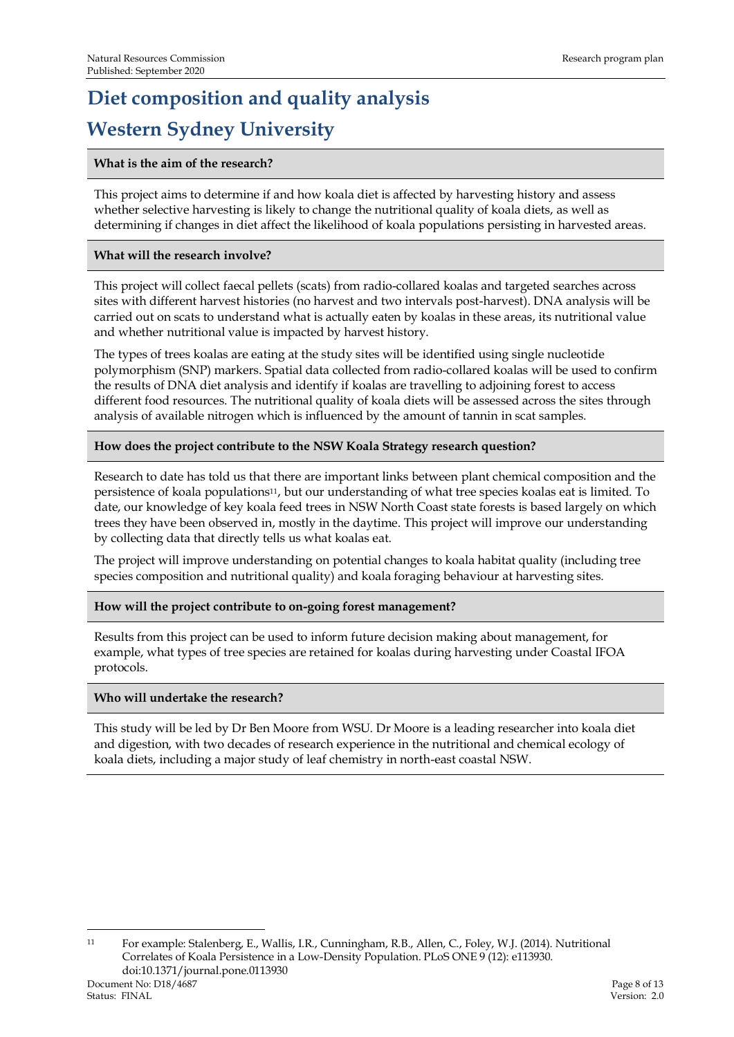# Diet composition and quality analysis

# Western Sydney University

**What is the aim of the research?**

This project aims to determine if and how koala diet is affected by harvesting history and assess whether selective harvesting is likely to change the nutritional quality of koala diets, as well as determining if changes in diet affect the likelihood of koala populations persisting in harvested areas.

**What will the research involve?**

This project will collect faecal pellets (scats) from radio-collared koalas and targeted searches across sites with different harvest histories (no harvest and two intervals post-harvest). DNA analysis will be carried out on scats to understand what is actually eaten by koalas in these areas, its nutritional value and whether nutritional value is impacted by harvest history.

The types of trees koalas are eating at the study sites will be identified using single nucleotide polymorphism (SNP) markers. Spatial data collected from radio-collared koalas will be used to confirm the results of DNA diet analysis and identify if koalas are travelling to adjoining forest to access different food resources. The nutritional quality of koala diets will be assessed across the sites through analysis of available nitrogen which is influenced by the amount of tannin in scat samples.

**How does the project contribute to the NSW Koala Strategy research question?**

Research to date has told us that there are important links between plant chemical composition and the persistence of koala populations[11], but our understanding of what tree species koalas eat is limited. To date, our knowledge of key koala feed trees in NSW North Coast state forests is based largely on which trees they have been observed in, mostly in the daytime. This project will improve our understanding by collecting data that directly tells us what koalas eat.

The project will improve understanding on potential changes to koala habitat quality (including tree species composition and nutritional quality) and koala foraging behaviour at harvesting sites.

**How will the project contribute to on-going forest management?**

Results from this project can be used to inform future decision making about management, for example, what types of tree species are retained for koalas during harvesting under Coastal IFOA protocols.

**Who will undertake the research?**

This study will be led by Dr Ben Moore from WSU. Dr Moore is a leading researcher into koala diet and digestion, with two decades of research experience in the nutritional and chemical ecology of koala diets, including a major study of leaf chemistry in north-east coastal NSW.

---

[11] For example: Stalenberg, E., Wallis, I.R., Cunningham, R.B., Allen, C., Foley, W.J. (2014). Nutritional Correlates of Koala Persistence in a Low-Density Population. PLoS ONE 9 (12): e113930. doi:10.1371/journal.pone.0113930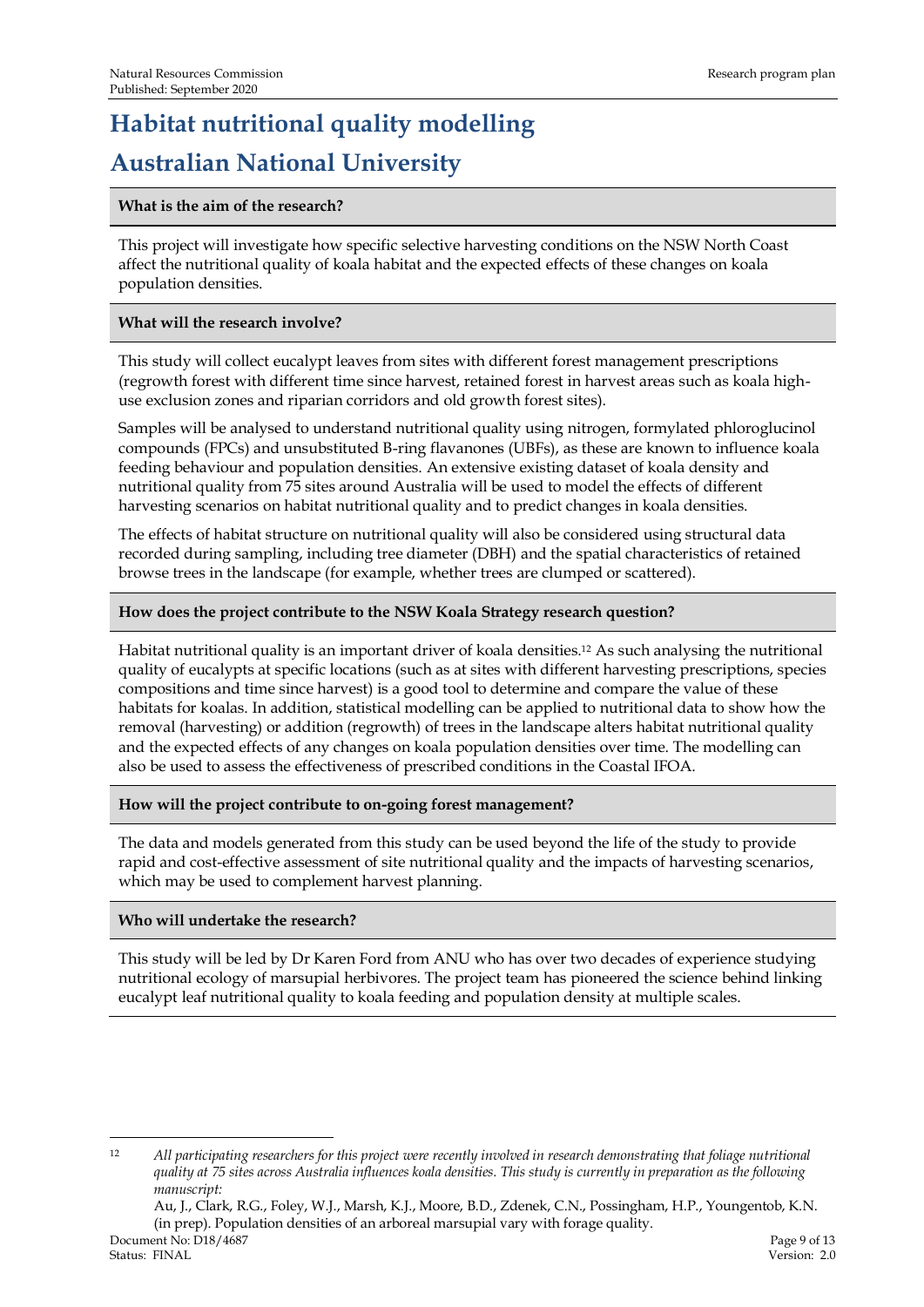# Habitat nutritional quality modelling

# Australian National University

**What is the aim of the research?**

This project will investigate how specific selective harvesting conditions on the NSW North Coast affect the nutritional quality of koala habitat and the expected effects of these changes on koala population densities.

**What will the research involve?**

This study will collect eucalypt leaves from sites with different forest management prescriptions (regrowth forest with different time since harvest, retained forest in harvest areas such as koala high-use exclusion zones and riparian corridors and old growth forest sites).

Samples will be analysed to understand nutritional quality using nitrogen, formylated phloroglucinol compounds (FPCs) and unsubstituted B-ring flavanones (UBFs), as these are known to influence koala feeding behaviour and population densities. An extensive existing dataset of koala density and nutritional quality from 75 sites around Australia will be used to model the effects of different harvesting scenarios on habitat nutritional quality and to predict changes in koala densities.

The effects of habitat structure on nutritional quality will also be considered using structural data recorded during sampling, including tree diameter (DBH) and the spatial characteristics of retained browse trees in the landscape (for example, whether trees are clumped or scattered).

**How does the project contribute to the NSW Koala Strategy research question?**

Habitat nutritional quality is an important driver of koala densities.[12] As such analysing the nutritional quality of eucalypts at specific locations (such as at sites with different harvesting prescriptions, species compositions and time since harvest) is a good tool to determine and compare the value of these habitats for koalas. In addition, statistical modelling can be applied to nutritional data to show how the removal (harvesting) or addition (regrowth) of trees in the landscape alters habitat nutritional quality and the expected effects of any changes on koala population densities over time. The modelling can also be used to assess the effectiveness of prescribed conditions in the Coastal IFOA.

**How will the project contribute to on-going forest management?**

The data and models generated from this study can be used beyond the life of the study to provide rapid and cost-effective assessment of site nutritional quality and the impacts of harvesting scenarios, which may be used to complement harvest planning.

**Who will undertake the research?**

This study will be led by Dr Karen Ford from ANU who has over two decades of experience studying nutritional ecology of marsupial herbivores. The project team has pioneered the science behind linking eucalypt leaf nutritional quality to koala feeding and population density at multiple scales.

---

[12] *All participating researchers for this project were recently involved in research demonstrating that foliage nutritional quality at 75 sites across Australia influences koala densities. This study is currently in preparation as the following manuscript:*

Au, J., Clark, R.G., Foley, W.J., Marsh, K.J., Moore, B.D., Zdenek, C.N., Possingham, H.P., Youngentob, K.N. (in prep). Population densities of an arboreal marsupial vary with forage quality.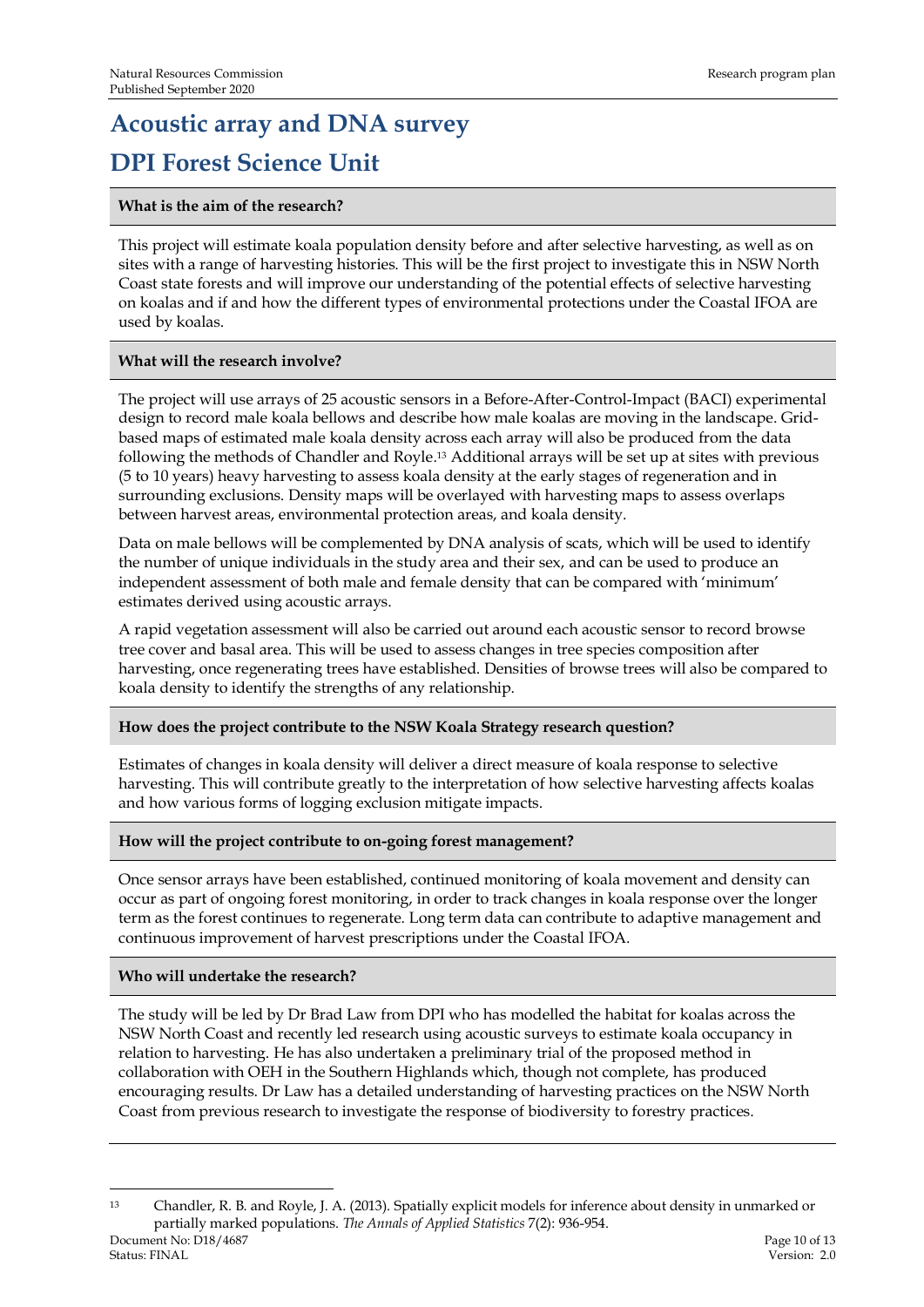# Acoustic array and DNA survey

# DPI Forest Science Unit

**What is the aim of the research?**

This project will estimate koala population density before and after selective harvesting, as well as on sites with a range of harvesting histories. This will be the first project to investigate this in NSW North Coast state forests and will improve our understanding of the potential effects of selective harvesting on koalas and if and how the different types of environmental protections under the Coastal IFOA are used by koalas.

**What will the research involve?**

The project will use arrays of 25 acoustic sensors in a Before-After-Control-Impact (BACI) experimental design to record male koala bellows and describe how male koalas are moving in the landscape. Grid-based maps of estimated male koala density across each array will also be produced from the data following the methods of Chandler and Royle.[13] Additional arrays will be set up at sites with previous (5 to 10 years) heavy harvesting to assess koala density at the early stages of regeneration and in surrounding exclusions. Density maps will be overlayed with harvesting maps to assess overlaps between harvest areas, environmental protection areas, and koala density.

Data on male bellows will be complemented by DNA analysis of scats, which will be used to identify the number of unique individuals in the study area and their sex, and can be used to produce an independent assessment of both male and female density that can be compared with 'minimum' estimates derived using acoustic arrays.

A rapid vegetation assessment will also be carried out around each acoustic sensor to record browse tree cover and basal area. This will be used to assess changes in tree species composition after harvesting, once regenerating trees have established. Densities of browse trees will also be compared to koala density to identify the strengths of any relationship.

**How does the project contribute to the NSW Koala Strategy research question?**

Estimates of changes in koala density will deliver a direct measure of koala response to selective harvesting. This will contribute greatly to the interpretation of how selective harvesting affects koalas and how various forms of logging exclusion mitigate impacts.

**How will the project contribute to on-going forest management?**

Once sensor arrays have been established, continued monitoring of koala movement and density can occur as part of ongoing forest monitoring, in order to track changes in koala response over the longer term as the forest continues to regenerate. Long term data can contribute to adaptive management and continuous improvement of harvest prescriptions under the Coastal IFOA.

**Who will undertake the research?**

The study will be led by Dr Brad Law from DPI who has modelled the habitat for koalas across the NSW North Coast and recently led research using acoustic surveys to estimate koala occupancy in relation to harvesting. He has also undertaken a preliminary trial of the proposed method in collaboration with OEH in the Southern Highlands which, though not complete, has produced encouraging results. Dr Law has a detailed understanding of harvesting practices on the NSW North Coast from previous research to investigate the response of biodiversity to forestry practices.

---

[13] Chandler, R. B. and Royle, J. A. (2013). Spatially explicit models for inference about density in unmarked or partially marked populations. *The Annals of Applied Statistics* 7(2): 936-954.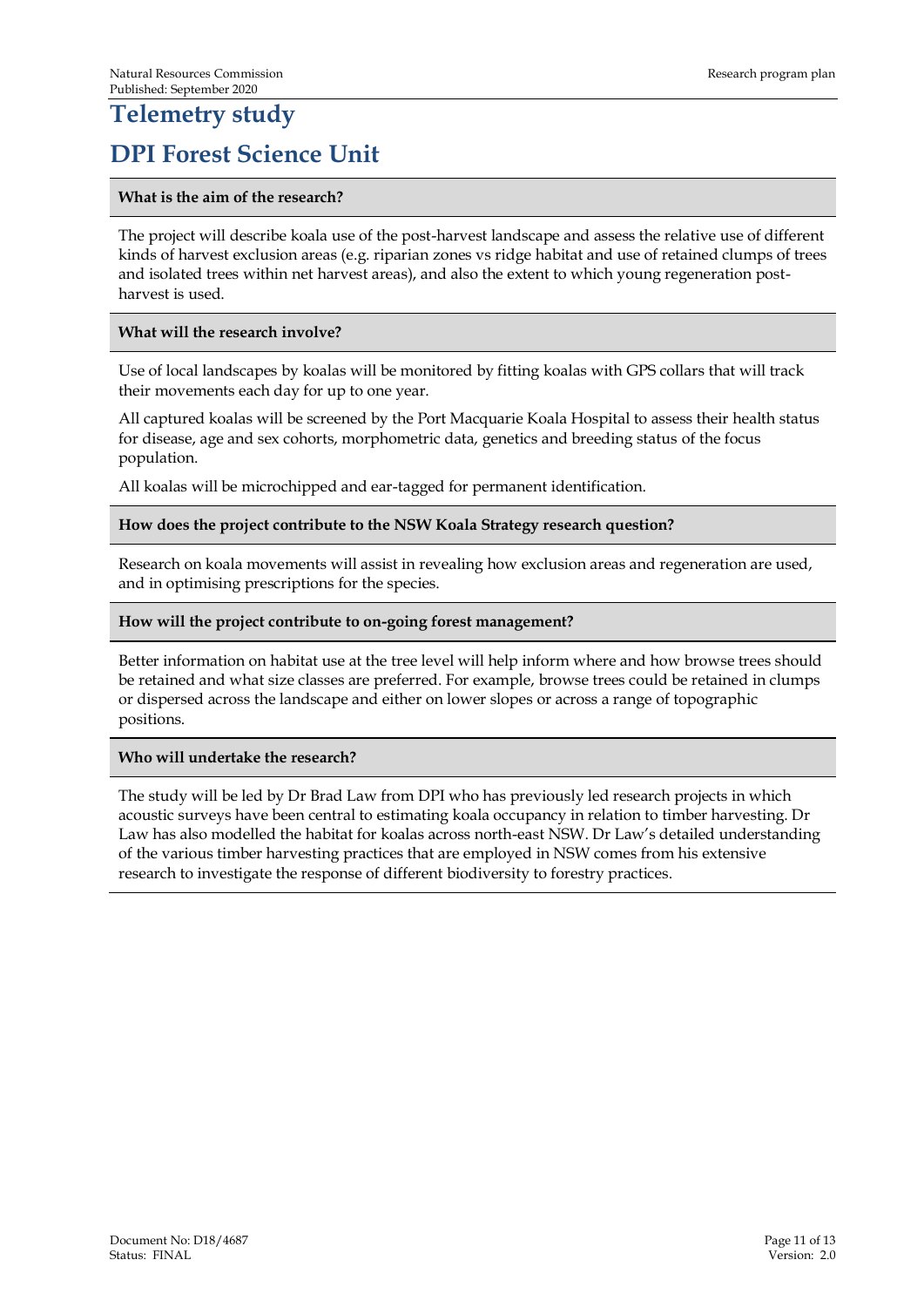# Telemetry study

# DPI Forest Science Unit

**What is the aim of the research?**

The project will describe koala use of the post-harvest landscape and assess the relative use of different kinds of harvest exclusion areas (e.g. riparian zones vs ridge habitat and use of retained clumps of trees and isolated trees within net harvest areas), and also the extent to which young regeneration post-harvest is used.

**What will the research involve?**

Use of local landscapes by koalas will be monitored by fitting koalas with GPS collars that will track their movements each day for up to one year.

All captured koalas will be screened by the Port Macquarie Koala Hospital to assess their health status for disease, age and sex cohorts, morphometric data, genetics and breeding status of the focus population.

All koalas will be microchipped and ear-tagged for permanent identification.

**How does the project contribute to the NSW Koala Strategy research question?**

Research on koala movements will assist in revealing how exclusion areas and regeneration are used, and in optimising prescriptions for the species.

**How will the project contribute to on-going forest management?**

Better information on habitat use at the tree level will help inform where and how browse trees should be retained and what size classes are preferred. For example, browse trees could be retained in clumps or dispersed across the landscape and either on lower slopes or across a range of topographic positions.

**Who will undertake the research?**

The study will be led by Dr Brad Law from DPI who has previously led research projects in which acoustic surveys have been central to estimating koala occupancy in relation to timber harvesting. Dr Law has also modelled the habitat for koalas across north-east NSW. Dr Law's detailed understanding of the various timber harvesting practices that are employed in NSW comes from his extensive research to investigate the response of different biodiversity to forestry practices.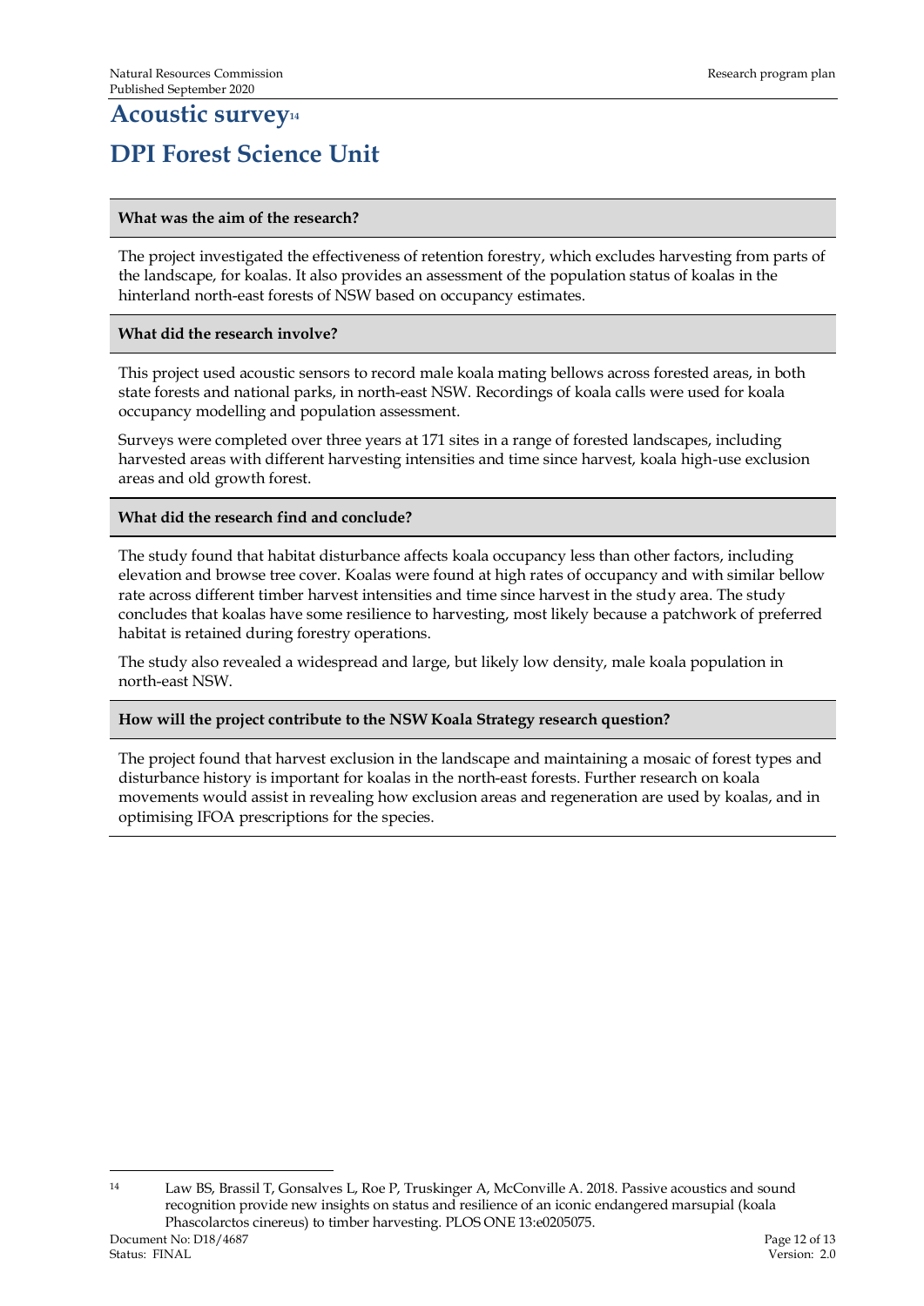# Acoustic survey[14]

# DPI Forest Science Unit

### What was the aim of the research?

The project investigated the effectiveness of retention forestry, which excludes harvesting from parts of the landscape, for koalas. It also provides an assessment of the population status of koalas in the hinterland north-east forests of NSW based on occupancy estimates.

### What did the research involve?

This project used acoustic sensors to record male koala mating bellows across forested areas, in both state forests and national parks, in north-east NSW. Recordings of koala calls were used for koala occupancy modelling and population assessment.

Surveys were completed over three years at 171 sites in a range of forested landscapes, including harvested areas with different harvesting intensities and time since harvest, koala high-use exclusion areas and old growth forest.

### What did the research find and conclude?

The study found that habitat disturbance affects koala occupancy less than other factors, including elevation and browse tree cover. Koalas were found at high rates of occupancy and with similar bellow rate across different timber harvest intensities and time since harvest in the study area. The study concludes that koalas have some resilience to harvesting, most likely because a patchwork of preferred habitat is retained during forestry operations.

The study also revealed a widespread and large, but likely low density, male koala population in north-east NSW.

### How will the project contribute to the NSW Koala Strategy research question?

The project found that harvest exclusion in the landscape and maintaining a mosaic of forest types and disturbance history is important for koalas in the north-east forests. Further research on koala movements would assist in revealing how exclusion areas and regeneration are used by koalas, and in optimising IFOA prescriptions for the species.

---

[14] Law BS, Brassil T, Gonsalves L, Roe P, Truskinger A, McConville A. 2018. Passive acoustics and sound recognition provide new insights on status and resilience of an iconic endangered marsupial (koala Phascolarctos cinereus) to timber harvesting. PLOS ONE 13:e0205075.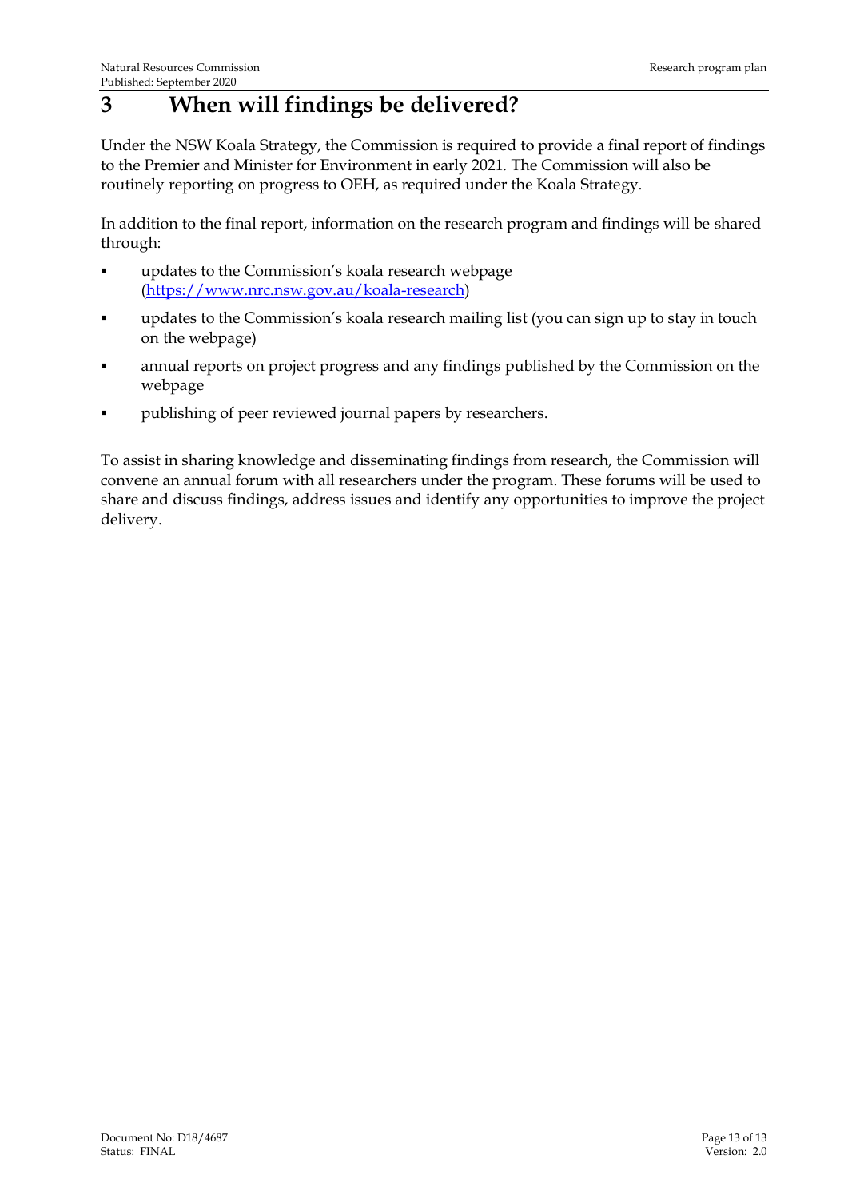# 3 When will findings be delivered?

Under the NSW Koala Strategy, the Commission is required to provide a final report of findings to the Premier and Minister for Environment in early 2021. The Commission will also be routinely reporting on progress to OEH, as required under the Koala Strategy.

In addition to the final report, information on the research program and findings will be shared through:

- updates to the Commission's koala research webpage (https://www.nrc.nsw.gov.au/koala-research)
- updates to the Commission's koala research mailing list (you can sign up to stay in touch on the webpage)
- annual reports on project progress and any findings published by the Commission on the webpage
- publishing of peer reviewed journal papers by researchers.

To assist in sharing knowledge and disseminating findings from research, the Commission will convene an annual forum with all researchers under the program. These forums will be used to share and discuss findings, address issues and identify any opportunities to improve the project delivery.